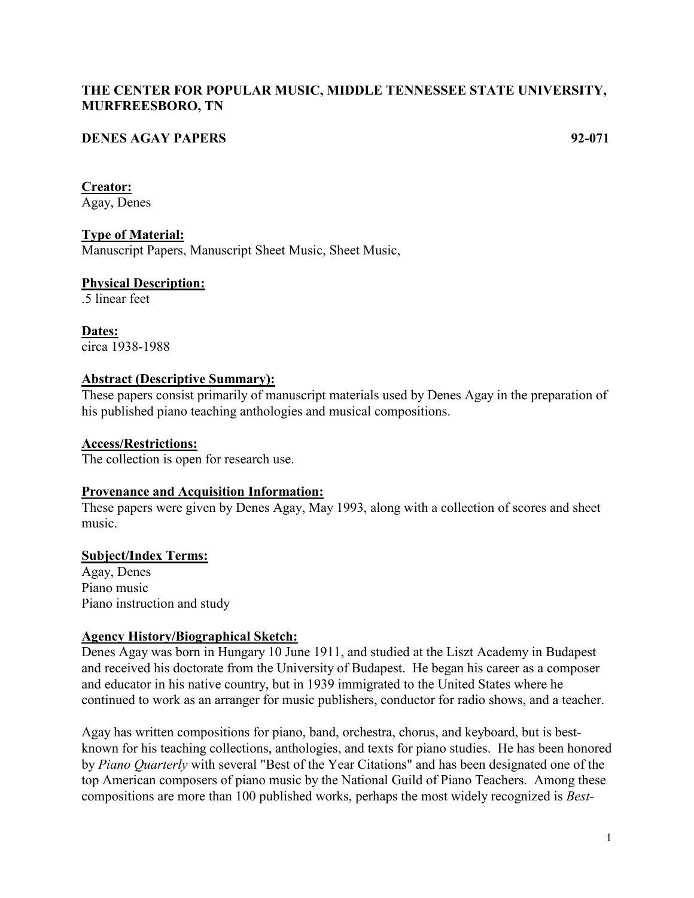**THE CENTER FOR POPULAR MUSIC, MIDDLE TENNESSEE STATE UNIVERSITY, MURFREESBORO, TN**

**DENES AGAY PAPERS 92-071**

**Creator:**
Agay, Denes

**Type of Material:**
Manuscript Papers, Manuscript Sheet Music, Sheet Music,

**Physical Description:**
.5 linear feet

**Dates:**
circa 1938-1988

**Abstract (Descriptive Summary):**
These papers consist primarily of manuscript materials used by Denes Agay in the preparation of his published piano teaching anthologies and musical compositions.

**Access/Restrictions:**
The collection is open for research use.

**Provenance and Acquisition Information:**
These papers were given by Denes Agay, May 1993, along with a collection of scores and sheet music.

**Subject/Index Terms:**
Agay, Denes
Piano music
Piano instruction and study

**Agency History/Biographical Sketch:**
Denes Agay was born in Hungary 10 June 1911, and studied at the Liszt Academy in Budapest and received his doctorate from the University of Budapest. He began his career as a composer and educator in his native country, but in 1939 immigrated to the United States where he continued to work as an arranger for music publishers, conductor for radio shows, and a teacher.

Agay has written compositions for piano, band, orchestra, chorus, and keyboard, but is best-known for his teaching collections, anthologies, and texts for piano studies. He has been honored by *Piano Quarterly* with several "Best of the Year Citations" and has been designated one of the top American composers of piano music by the National Guild of Piano Teachers. Among these compositions are more than 100 published works, perhaps the most widely recognized is *Best-*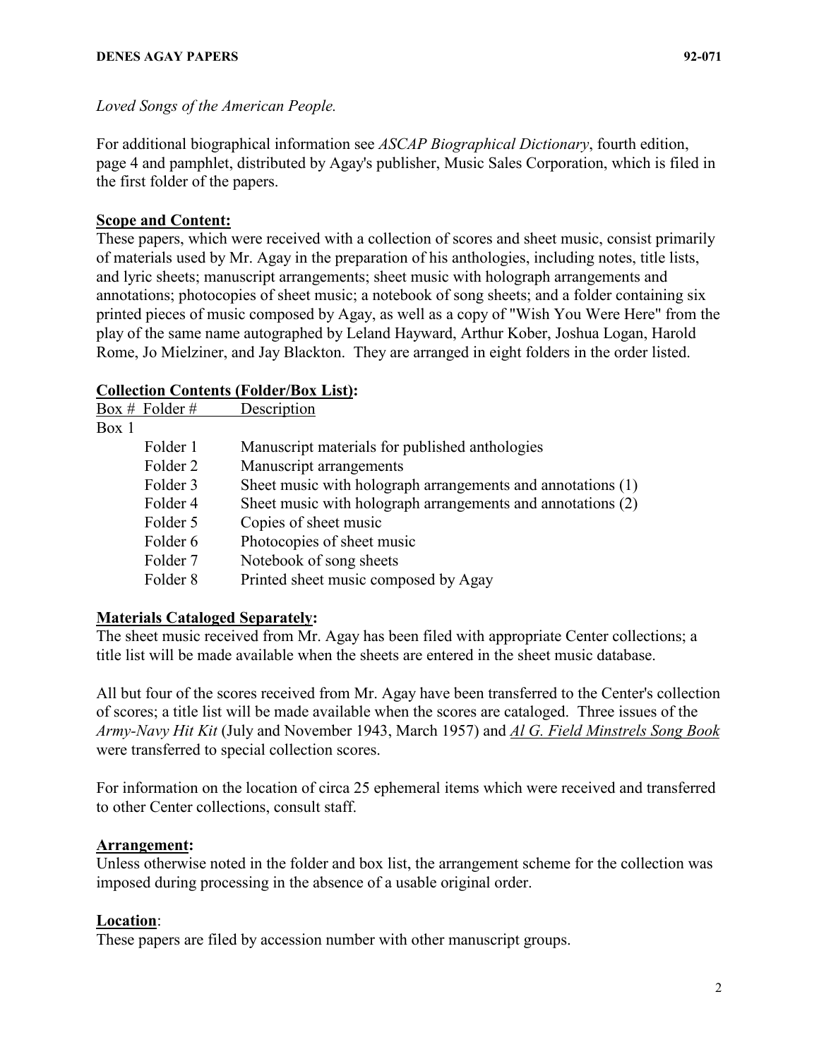*Loved Songs of the American People.*

For additional biographical information see *ASCAP Biographical Dictionary*, fourth edition, page 4 and pamphlet, distributed by Agay's publisher, Music Sales Corporation, which is filed in the first folder of the papers.

**Scope and Content:**

These papers, which were received with a collection of scores and sheet music, consist primarily of materials used by Mr. Agay in the preparation of his anthologies, including notes, title lists, and lyric sheets; manuscript arrangements; sheet music with holograph arrangements and annotations; photocopies of sheet music; a notebook of song sheets; and a folder containing six printed pieces of music composed by Agay, as well as a copy of "Wish You Were Here" from the play of the same name autographed by Leland Hayward, Arthur Kober, Joshua Logan, Harold Rome, Jo Mielziner, and Jay Blackton. They are arranged in eight folders in the order listed.

**Collection Contents (Folder/Box List):**

| Box # | Folder # | Description |
|---|---|---|
| Box 1 | | |
| | Folder 1 | Manuscript materials for published anthologies |
| | Folder 2 | Manuscript arrangements |
| | Folder 3 | Sheet music with holograph arrangements and annotations (1) |
| | Folder 4 | Sheet music with holograph arrangements and annotations (2) |
| | Folder 5 | Copies of sheet music |
| | Folder 6 | Photocopies of sheet music |
| | Folder 7 | Notebook of song sheets |
| | Folder 8 | Printed sheet music composed by Agay |

**Materials Cataloged Separately:**

The sheet music received from Mr. Agay has been filed with appropriate Center collections; a title list will be made available when the sheets are entered in the sheet music database.

All but four of the scores received from Mr. Agay have been transferred to the Center's collection of scores; a title list will be made available when the scores are cataloged. Three issues of the *Army-Navy Hit Kit* (July and November 1943, March 1957) and *Al G. Field Minstrels Song Book* were transferred to special collection scores.

For information on the location of circa 25 ephemeral items which were received and transferred to other Center collections, consult staff.

**Arrangement:**

Unless otherwise noted in the folder and box list, the arrangement scheme for the collection was imposed during processing in the absence of a usable original order.

**Location**:

These papers are filed by accession number with other manuscript groups.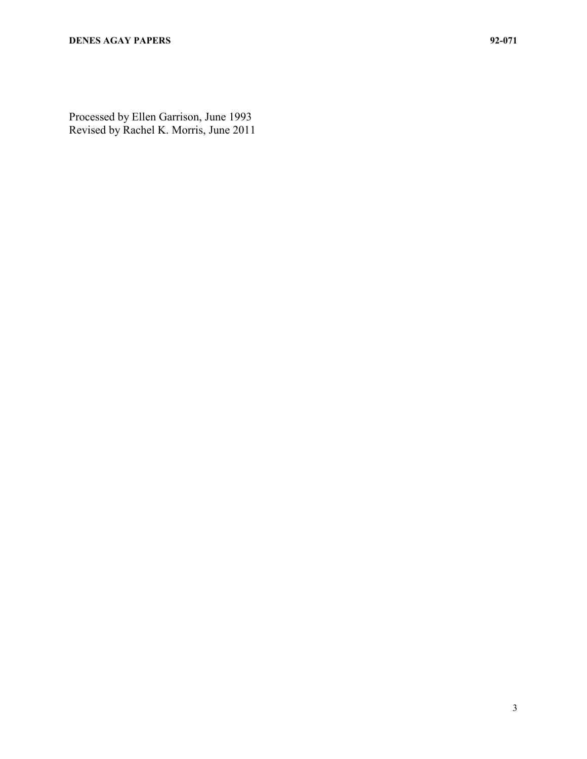Processed by Ellen Garrison, June 1993
Revised by Rachel K. Morris, June 2011